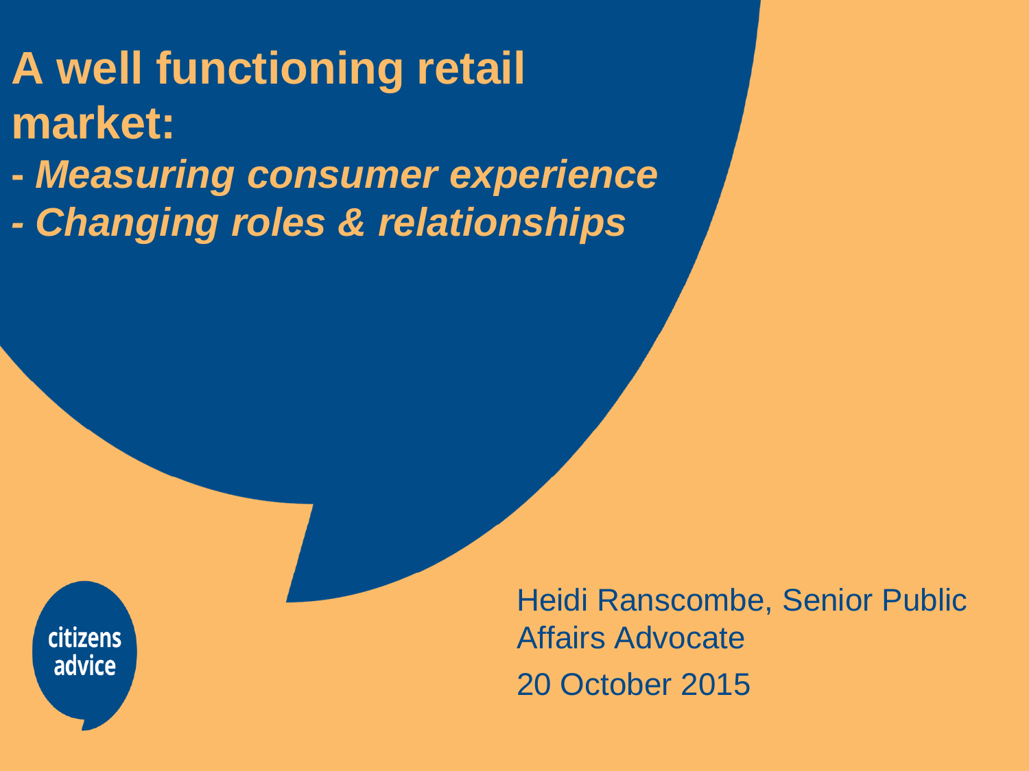# A well functioning retail market:

## *- Measuring consumer experience*
## *- Changing roles & relationships*

citizens advice

Heidi Ranscombe, Senior Public Affairs Advocate

20 October 2015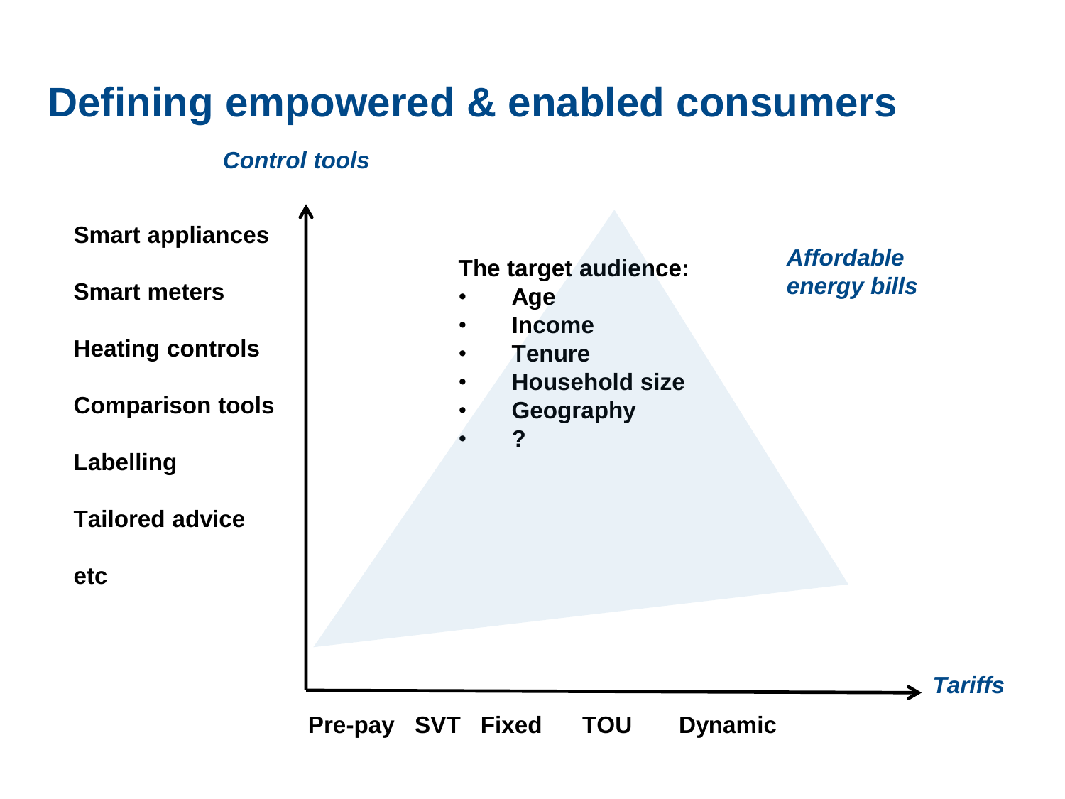# Defining empowered & enabled consumers

*Control tools*

**Smart appliances**

**Smart meters**

**Heating controls**

**Comparison tools**

**Labelling**

**Tailored advice**

**etc**

**The target audience:**

- **Age**
- **Income**
- **Tenure**
- **Household size**
- **Geography**
- **?**

*Affordable energy bills*

*Tariffs*

**Pre-pay SVT Fixed TOU Dynamic**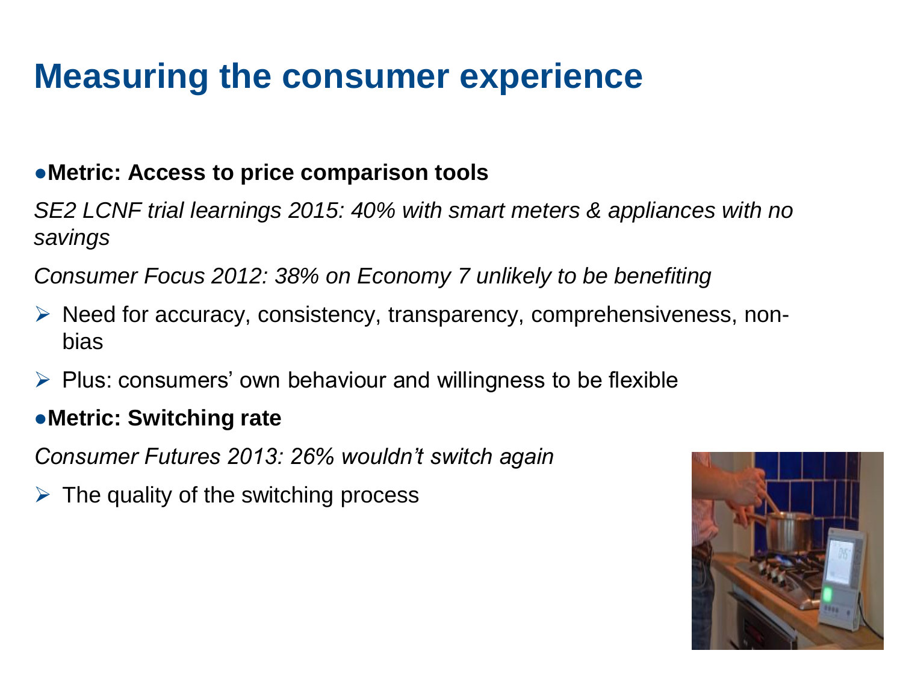# Measuring the consumer experience

- **Metric: Access to price comparison tools**

*SE2 LCNF trial learnings 2015: 40% with smart meters & appliances with no savings*

*Consumer Focus 2012: 38% on Economy 7 unlikely to be benefiting*

- Need for accuracy, consistency, transparency, comprehensiveness, non-bias
- Plus: consumers' own behaviour and willingness to be flexible

- **Metric: Switching rate**

*Consumer Futures 2013: 26% wouldn't switch again*

- The quality of the switching process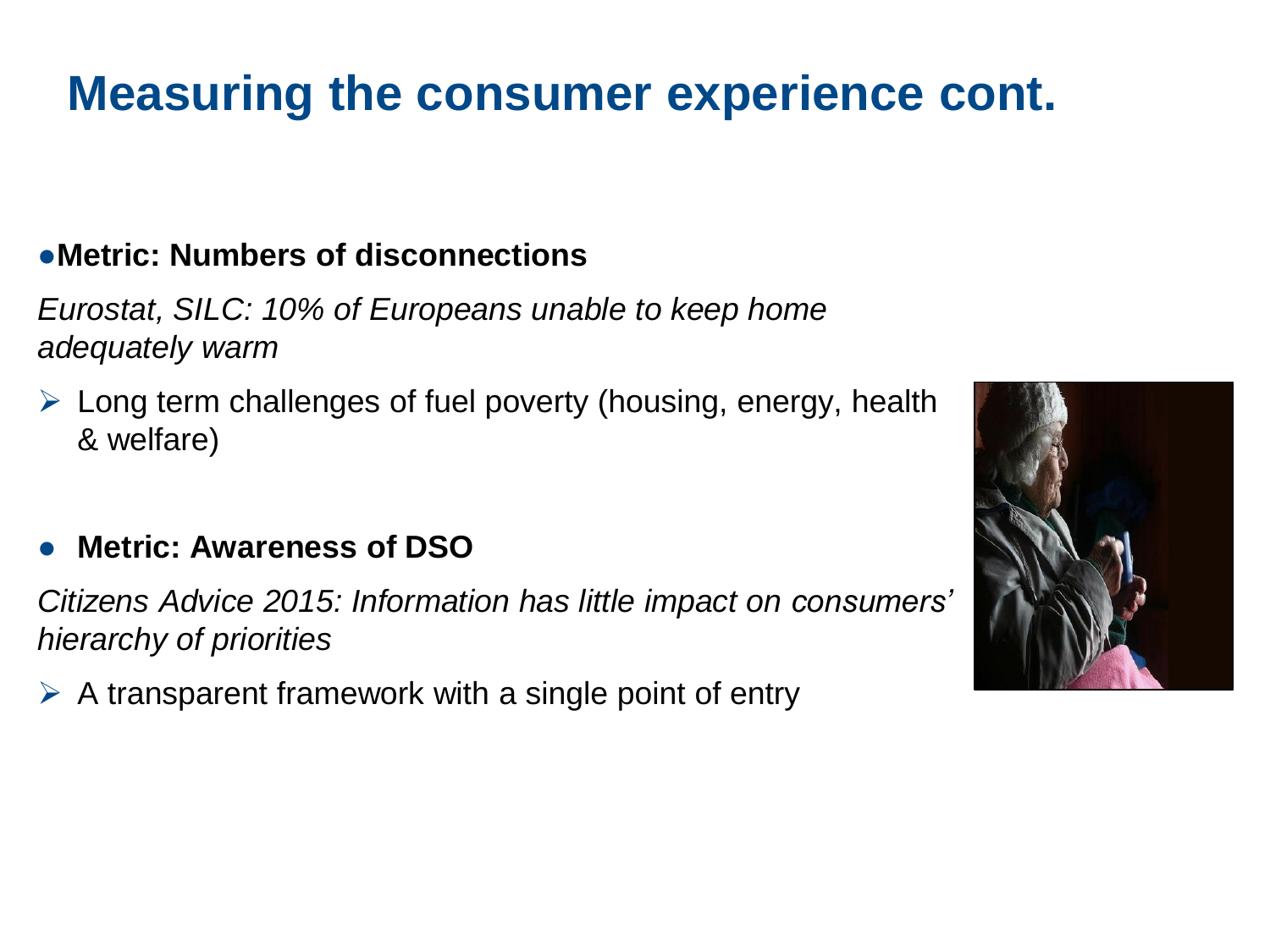# Measuring the consumer experience cont.

- **Metric: Numbers of disconnections**

*Eurostat, SILC: 10% of Europeans unable to keep home adequately warm*

- Long term challenges of fuel poverty (housing, energy, health & welfare)

- **Metric: Awareness of DSO**

*Citizens Advice 2015: Information has little impact on consumers' hierarchy of priorities*

- A transparent framework with a single point of entry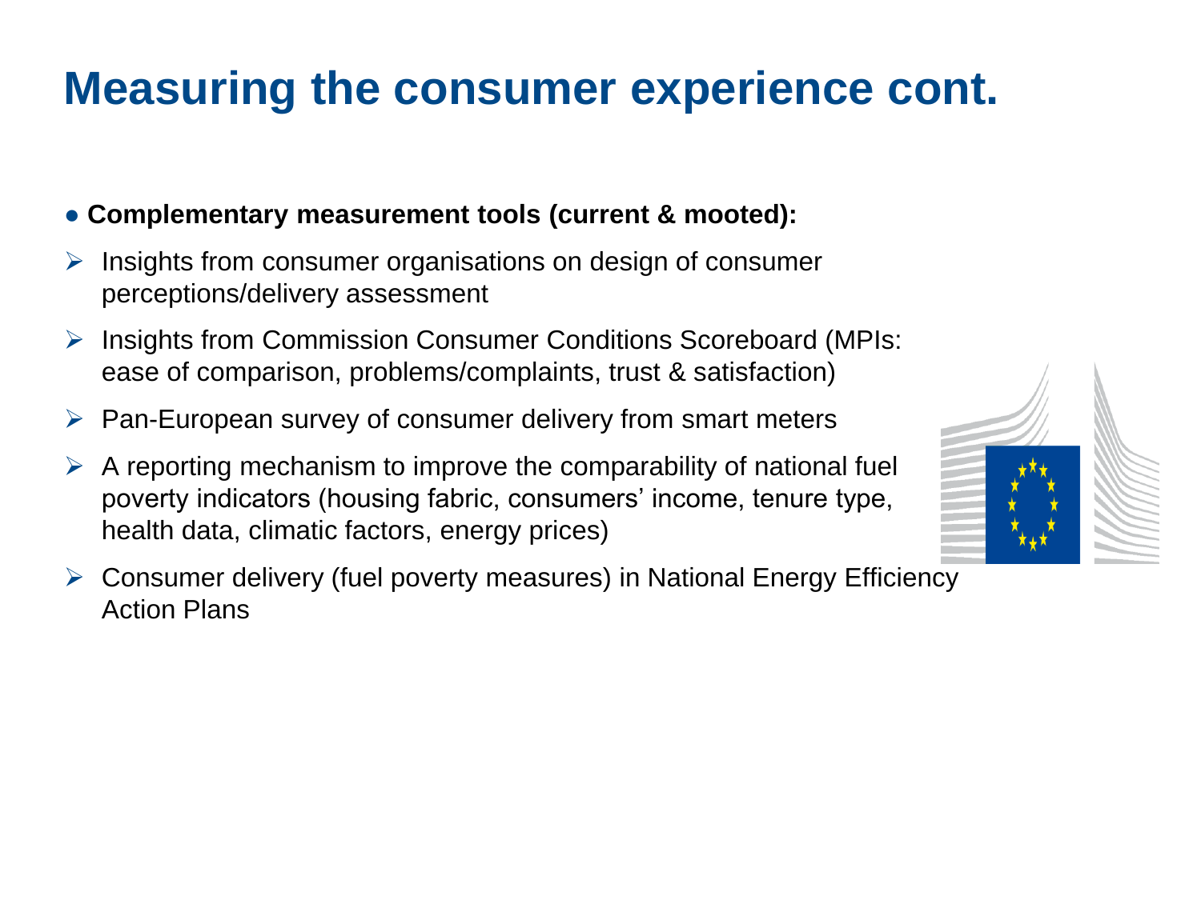# Measuring the consumer experience cont.

- **Complementary measurement tools (current & mooted):**
  - Insights from consumer organisations on design of consumer perceptions/delivery assessment
  - Insights from Commission Consumer Conditions Scoreboard (MPIs: ease of comparison, problems/complaints, trust & satisfaction)
  - Pan-European survey of consumer delivery from smart meters
  - A reporting mechanism to improve the comparability of national fuel poverty indicators (housing fabric, consumers' income, tenure type, health data, climatic factors, energy prices)
  - Consumer delivery (fuel poverty measures) in National Energy Efficiency Action Plans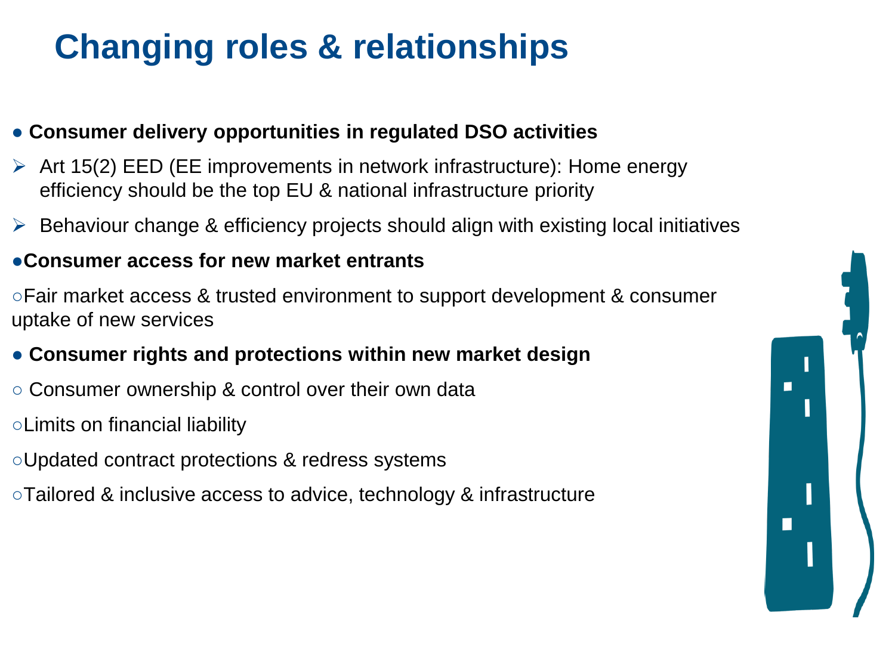# Changing roles & relationships

- **Consumer delivery opportunities in regulated DSO activities**
  - Art 15(2) EED (EE improvements in network infrastructure): Home energy efficiency should be the top EU & national infrastructure priority
  - Behaviour change & efficiency projects should align with existing local initiatives
- **Consumer access for new market entrants**
  - Fair market access & trusted environment to support development & consumer uptake of new services
- **Consumer rights and protections within new market design**
  - Consumer ownership & control over their own data
  - Limits on financial liability
  - Updated contract protections & redress systems
  - Tailored & inclusive access to advice, technology & infrastructure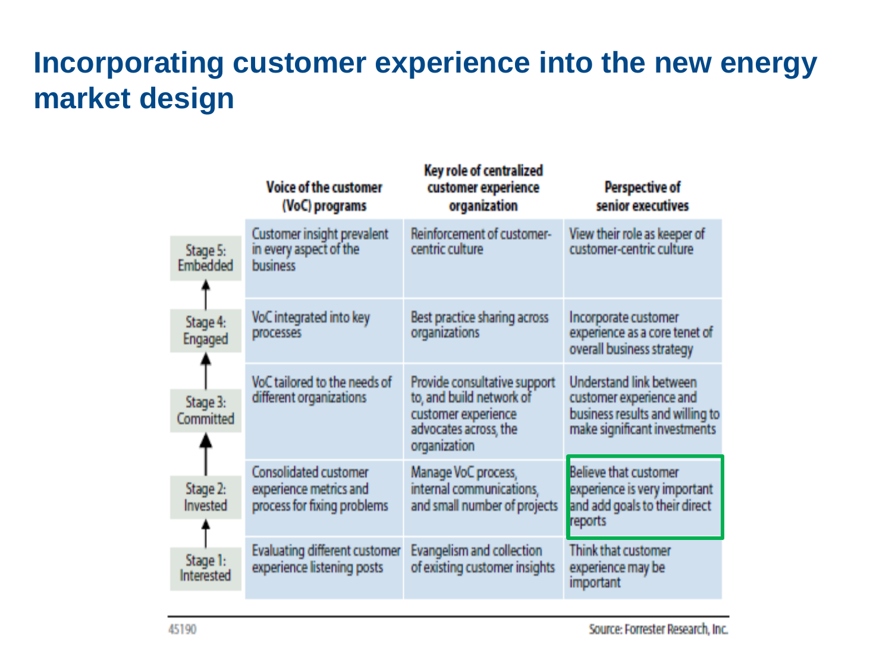# Incorporating customer experience into the new energy market design

| | Voice of the customer (VoC) programs | Key role of centralized customer experience organization | Perspective of senior executives |
|---|---|---|---|
| Stage 5: Embedded | Customer insight prevalent in every aspect of the business | Reinforcement of customer-centric culture | View their role as keeper of customer-centric culture |
| Stage 4: Engaged | VoC integrated into key processes | Best practice sharing across organizations | Incorporate customer experience as a core tenet of overall business strategy |
| Stage 3: Committed | VoC tailored to the needs of different organizations | Provide consultative support to, and build network of customer experience advocates across, the organization | Understand link between customer experience and business results and willing to make significant investments |
| Stage 2: Invested | Consolidated customer experience metrics and process for fixing problems | Manage VoC process, internal communications, and small number of projects | Believe that customer experience is very important and add goals to their direct reports |
| Stage 1: Interested | Evaluating different customer experience listening posts | Evangelism and collection of existing customer insights | Think that customer experience may be important |

45190

Source: Forrester Research, Inc.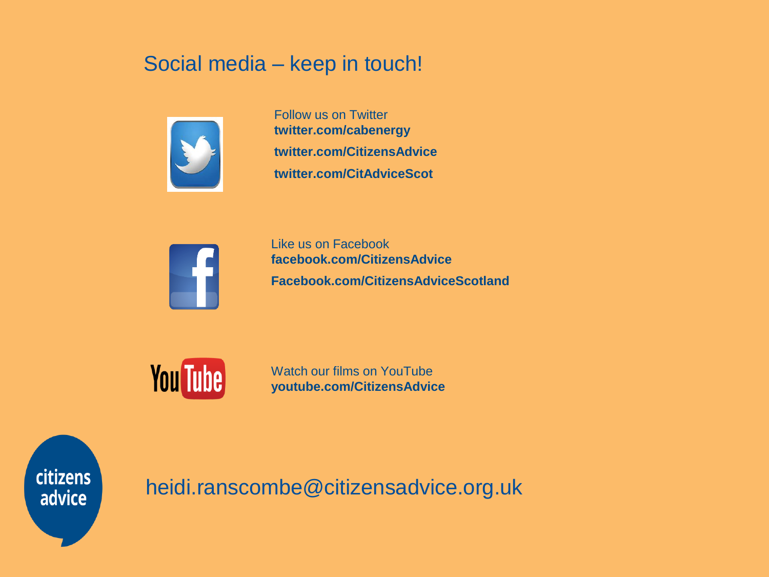# Social media – keep in touch!

Follow us on Twitter
**twitter.com/cabenergy**

**twitter.com/CitizensAdvice**

**twitter.com/CitAdviceScot**

Like us on Facebook
**facebook.com/CitizensAdvice**

**Facebook.com/CitizensAdviceScotland**

Watch our films on YouTube
**youtube.com/CitizensAdvice**

citizens advice

heidi.ranscombe@citizensadvice.org.uk